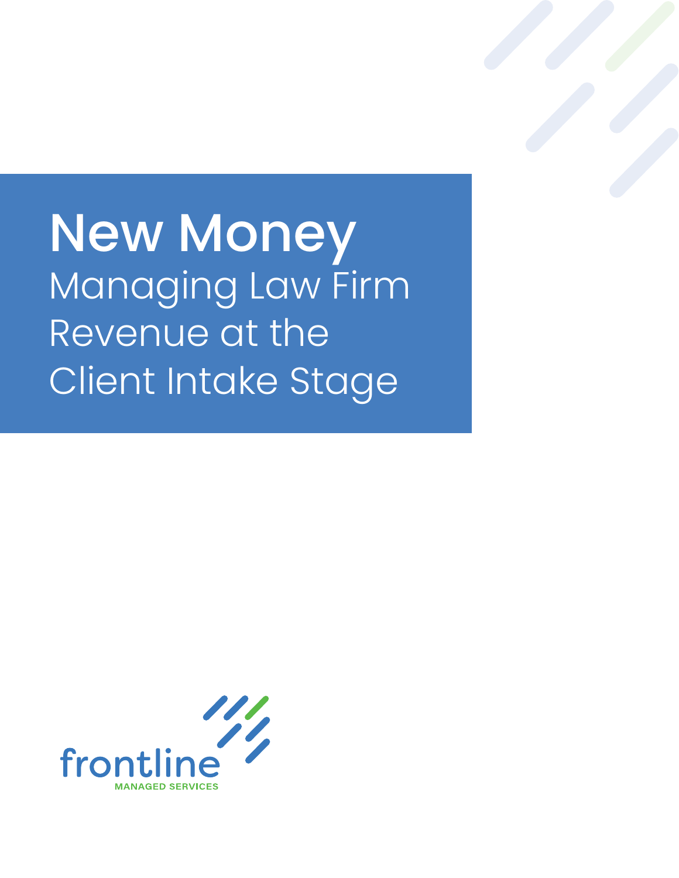# New Money

## Managing Law Firm Revenue at the Client Intake Stage

frontline

MANAGED SERVICES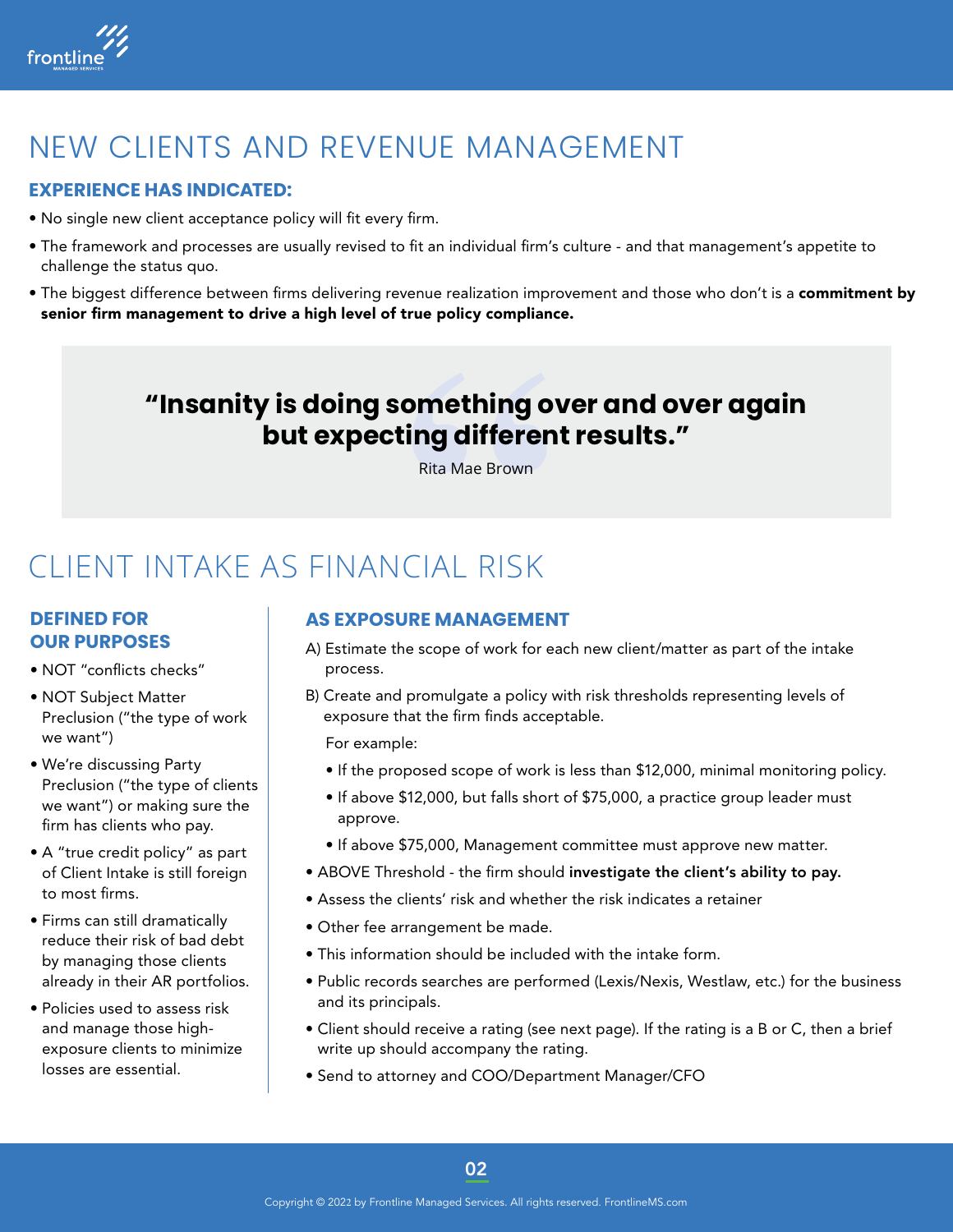# NEW CLIENTS AND REVENUE MANAGEMENT

### EXPERIENCE HAS INDICATED:

- No single new client acceptance policy will fit every firm.
- The framework and processes are usually revised to fit an individual firm's culture - and that management's appetite to challenge the status quo.
- The biggest difference between firms delivering revenue realization improvement and those who don't is a **commitment by senior firm management to drive a high level of true policy compliance.**

> **"Insanity is doing something over and over again but expecting different results."**
>
> Rita Mae Brown

# CLIENT INTAKE AS FINANCIAL RISK

### DEFINED FOR OUR PURPOSES

- NOT "conflicts checks"
- NOT Subject Matter Preclusion ("the type of work we want")
- We're discussing Party Preclusion ("the type of clients we want") or making sure the firm has clients who pay.
- A "true credit policy" as part of Client Intake is still foreign to most firms.
- Firms can still dramatically reduce their risk of bad debt by managing those clients already in their AR portfolios.
- Policies used to assess risk and manage those high-exposure clients to minimize losses are essential.

### AS EXPOSURE MANAGEMENT

A) Estimate the scope of work for each new client/matter as part of the intake process.

B) Create and promulgate a policy with risk thresholds representing levels of exposure that the firm finds acceptable.

For example:

- If the proposed scope of work is less than $12,000, minimal monitoring policy.
- If above $12,000, but falls short of $75,000, a practice group leader must approve.
- If above $75,000, Management committee must approve new matter.

- ABOVE Threshold - the firm should **investigate the client's ability to pay.**
- Assess the clients' risk and whether the risk indicates a retainer
- Other fee arrangement be made.
- This information should be included with the intake form.
- Public records searches are performed (Lexis/Nexis, Westlaw, etc.) for the business and its principals.
- Client should receive a rating (see next page). If the rating is a B or C, then a brief write up should accompany the rating.
- Send to attorney and COO/Department Manager/CFO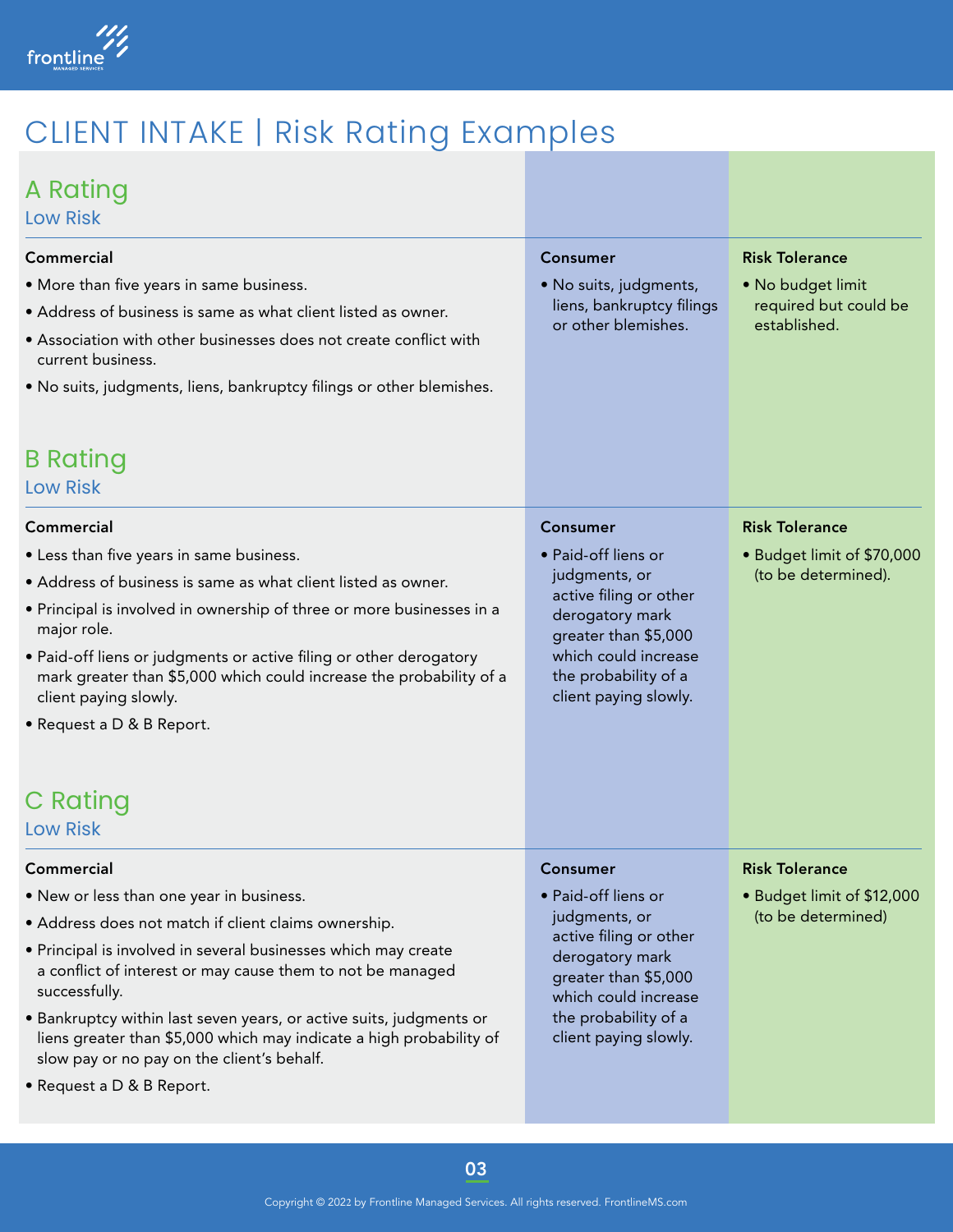# CLIENT INTAKE | Risk Rating Examples

## A Rating

Low Risk

**Commercial**

- More than five years in same business.
- Address of business is same as what client listed as owner.
- Association with other businesses does not create conflict with current business.
- No suits, judgments, liens, bankruptcy filings or other blemishes.

**Consumer**

- No suits, judgments, liens, bankruptcy filings or other blemishes.

**Risk Tolerance**

- No budget limit required but could be established.

## B Rating

Low Risk

**Commercial**

- Less than five years in same business.
- Address of business is same as what client listed as owner.
- Principal is involved in ownership of three or more businesses in a major role.
- Paid-off liens or judgments or active filing or other derogatory mark greater than $5,000 which could increase the probability of a client paying slowly.
- Request a D & B Report.

**Consumer**

- Paid-off liens or judgments, or active filing or other derogatory mark greater than $5,000 which could increase the probability of a client paying slowly.

**Risk Tolerance**

- Budget limit of $70,000 (to be determined).

## C Rating

Low Risk

**Commercial**

- New or less than one year in business.
- Address does not match if client claims ownership.
- Principal is involved in several businesses which may create a conflict of interest or may cause them to not be managed successfully.
- Bankruptcy within last seven years, or active suits, judgments or liens greater than $5,000 which may indicate a high probability of slow pay or no pay on the client's behalf.
- Request a D & B Report.

**Consumer**

- Paid-off liens or judgments, or active filing or other derogatory mark greater than $5,000 which could increase the probability of a client paying slowly.

**Risk Tolerance**

- Budget limit of $12,000 (to be determined)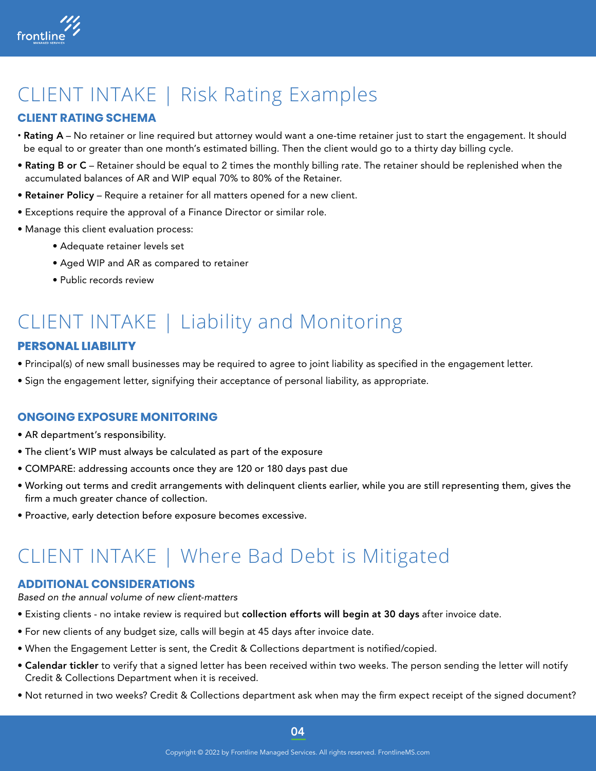# CLIENT INTAKE | Risk Rating Examples

## CLIENT RATING SCHEMA

- **Rating A** – No retainer or line required but attorney would want a one-time retainer just to start the engagement. It should be equal to or greater than one month's estimated billing. Then the client would go to a thirty day billing cycle.
- **Rating B or C** – Retainer should be equal to 2 times the monthly billing rate. The retainer should be replenished when the accumulated balances of AR and WIP equal 70% to 80% of the Retainer.
- **Retainer Policy** – Require a retainer for all matters opened for a new client.
- Exceptions require the approval of a Finance Director or similar role.
- Manage this client evaluation process:
  - Adequate retainer levels set
  - Aged WIP and AR as compared to retainer
  - Public records review

# CLIENT INTAKE | Liability and Monitoring

## PERSONAL LIABILITY

- Principal(s) of new small businesses may be required to agree to joint liability as specified in the engagement letter.
- Sign the engagement letter, signifying their acceptance of personal liability, as appropriate.

## ONGOING EXPOSURE MONITORING

- AR department's responsibility.
- The client's WIP must always be calculated as part of the exposure
- COMPARE: addressing accounts once they are 120 or 180 days past due
- Working out terms and credit arrangements with delinquent clients earlier, while you are still representing them, gives the firm a much greater chance of collection.
- Proactive, early detection before exposure becomes excessive.

# CLIENT INTAKE | Where Bad Debt is Mitigated

## ADDITIONAL CONSIDERATIONS

*Based on the annual volume of new client-matters*

- Existing clients - no intake review is required but **collection efforts will begin at 30 days** after invoice date.
- For new clients of any budget size, calls will begin at 45 days after invoice date.
- When the Engagement Letter is sent, the Credit & Collections department is notified/copied.
- **Calendar tickler** to verify that a signed letter has been received within two weeks. The person sending the letter will notify Credit & Collections Department when it is received.
- Not returned in two weeks? Credit & Collections department ask when may the firm expect receipt of the signed document?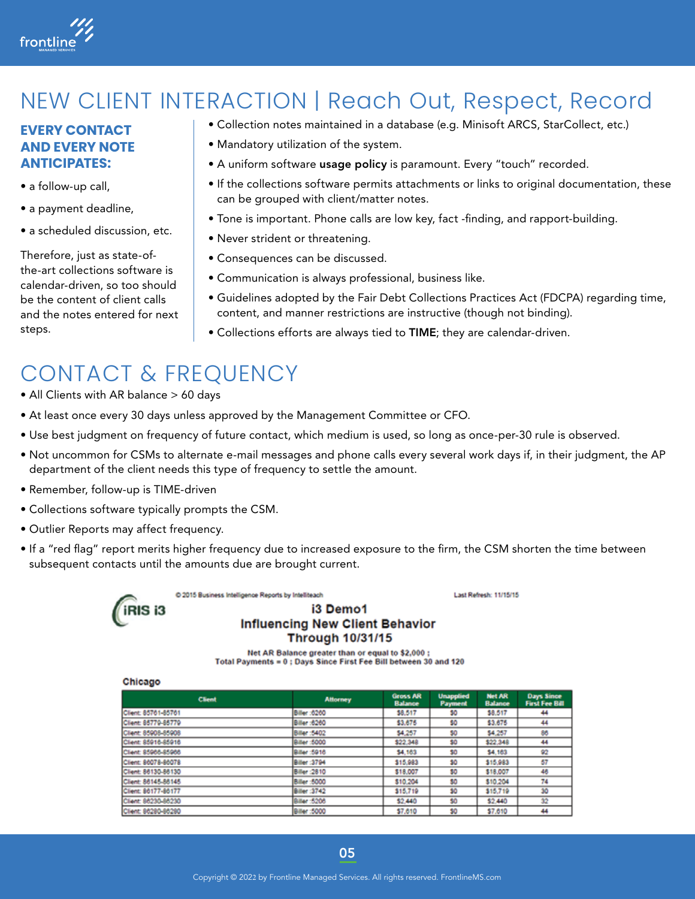# NEW CLIENT INTERACTION | Reach Out, Respect, Record

### EVERY CONTACT AND EVERY NOTE ANTICIPATES:

- a follow-up call,
- a payment deadline,
- a scheduled discussion, etc.

Therefore, just as state-of-the-art collections software is calendar-driven, so too should be the content of client calls and the notes entered for next steps.

- Collection notes maintained in a database (e.g. Minisoft ARCS, StarCollect, etc.)
- Mandatory utilization of the system.
- A uniform software **usage policy** is paramount. Every "touch" recorded.
- If the collections software permits attachments or links to original documentation, these can be grouped with client/matter notes.
- Tone is important. Phone calls are low key, fact -finding, and rapport-building.
- Never strident or threatening.
- Consequences can be discussed.
- Communication is always professional, business like.
- Guidelines adopted by the Fair Debt Collections Practices Act (FDCPA) regarding time, content, and manner restrictions are instructive (though not binding).
- Collections efforts are always tied to **TIME**; they are calendar-driven.

# CONTACT & FREQUENCY

- All Clients with AR balance > 60 days
- At least once every 30 days unless approved by the Management Committee or CFO.
- Use best judgment on frequency of future contact, which medium is used, so long as once-per-30 rule is observed.
- Not uncommon for CSMs to alternate e-mail messages and phone calls every several work days if, in their judgment, the AP department of the client needs this type of frequency to settle the amount.
- Remember, follow-up is TIME-driven
- Collections software typically prompts the CSM.
- Outlier Reports may affect frequency.
- If a "red flag" report merits higher frequency due to increased exposure to the firm, the CSM shorten the time between subsequent contacts until the amounts due are brought current.

iRIS i3

© 2015 Business Intelligence Reports by Intelliteach

Last Refresh: 11/15/15

**i3 Demo1**
**Influencing New Client Behavior**
**Through 10/31/15**

Net AR Balance greater than or equal to $2,000 ;
Total Payments = 0 ; Days Since First Fee Bill between 30 and 120

**Chicago**

| Client | Attorney | Gross AR Balance | Unapplied Payment | Net AR Balance | Days Since First Fee Bill |
|---|---|---|---|---|---|
| Client: 85761-85761 | Biller :6260 | $8,517 | $0 | $8,517 | 44 |
| Client: 85779-85779 | Biller :6260 | $3,675 | $0 | $3,675 | 44 |
| Client: 85908-85908 | Biller :5402 | $4,257 | $0 | $4,257 | 86 |
| Client: 85916-85916 | Biller :5000 | $22,348 | $0 | $22,348 | 44 |
| Client: 85966-85966 | Biller :5916 | $4,163 | $0 | $4,163 | 92 |
| Client: 86078-86078 | Biller :3794 | $15,983 | $0 | $15,983 | 57 |
| Client: 86130-86130 | Biller :2810 | $18,007 | $0 | $18,007 | 46 |
| Client: 86145-86145 | Biller :5000 | $10,204 | $0 | $10,204 | 74 |
| Client: 86177-86177 | Biller :3742 | $15,719 | $0 | $15,719 | 30 |
| Client: 86230-86230 | Biller :5206 | $2,440 | $0 | $2,440 | 32 |
| Client: 86280-86280 | Biller :5000 | $7,610 | $0 | $7,610 | 44 |